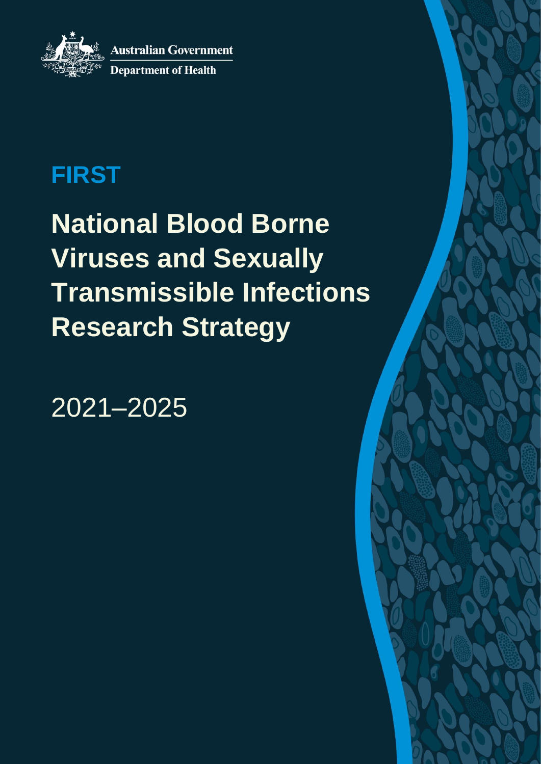Australian Government

Department of Health

# FIRST

# National Blood Borne Viruses and Sexually Transmissible Infections Research Strategy

2021–2025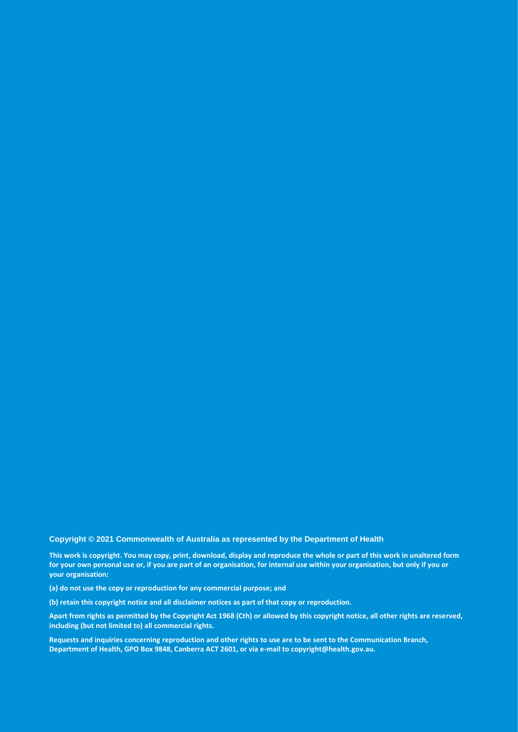**Copyright © 2021 Commonwealth of Australia as represented by the Department of Health**

**This work is copyright. You may copy, print, download, display and reproduce the whole or part of this work in unaltered form for your own personal use or, if you are part of an organisation, for internal use within your organisation, but only if you or your organisation:**

**(a) do not use the copy or reproduction for any commercial purpose; and**

**(b) retain this copyright notice and all disclaimer notices as part of that copy or reproduction.**

**Apart from rights as permitted by the Copyright Act 1968 (Cth) or allowed by this copyright notice, all other rights are reserved, including (but not limited to) all commercial rights.**

**Requests and inquiries concerning reproduction and other rights to use are to be sent to the Communication Branch, Department of Health, GPO Box 9848, Canberra ACT 2601, or via e-mail to copyright@health.gov.au.**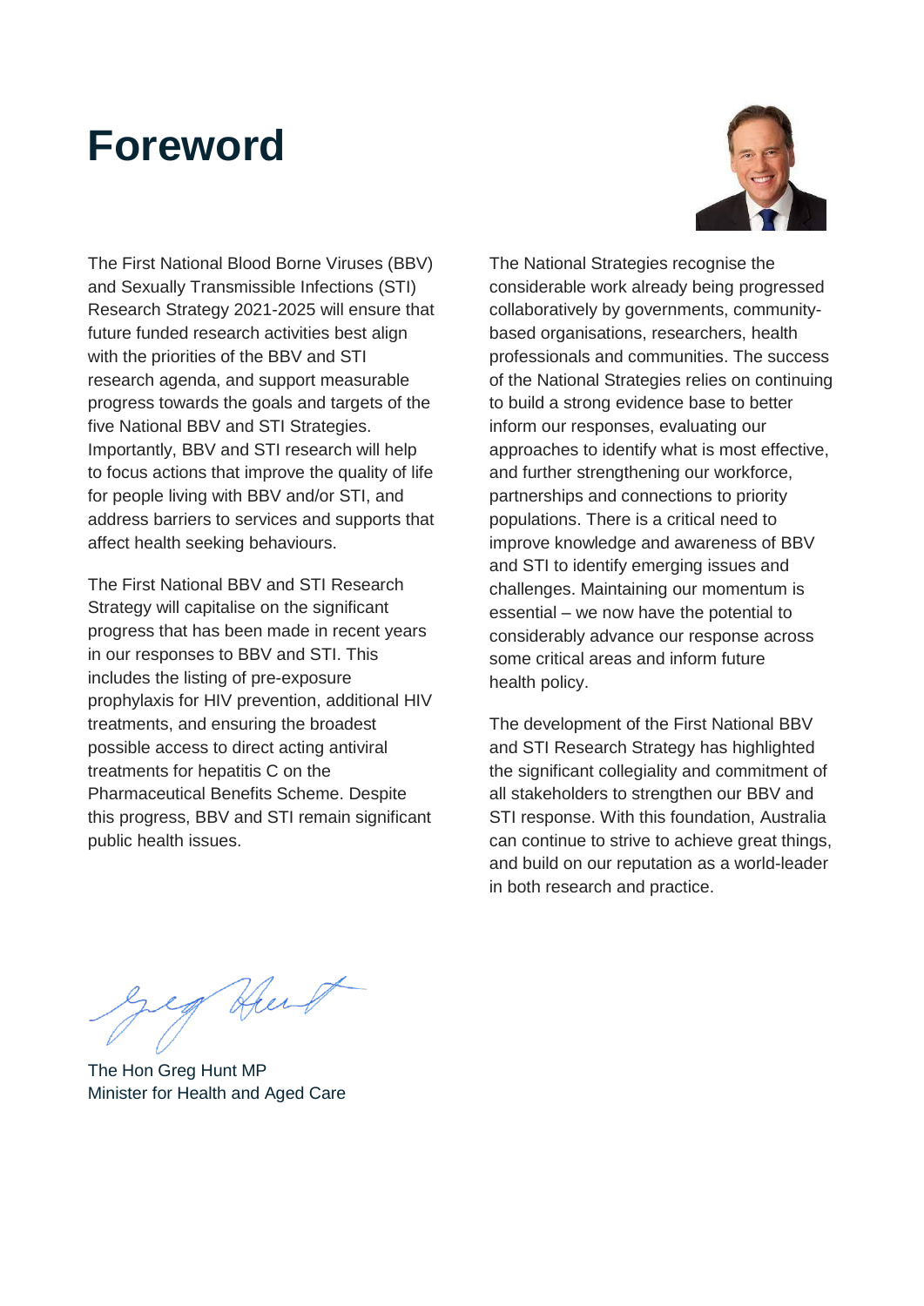# Foreword

The First National Blood Borne Viruses (BBV) and Sexually Transmissible Infections (STI) Research Strategy 2021-2025 will ensure that future funded research activities best align with the priorities of the BBV and STI research agenda, and support measurable progress towards the goals and targets of the five National BBV and STI Strategies. Importantly, BBV and STI research will help to focus actions that improve the quality of life for people living with BBV and/or STI, and address barriers to services and supports that affect health seeking behaviours.

The First National BBV and STI Research Strategy will capitalise on the significant progress that has been made in recent years in our responses to BBV and STI. This includes the listing of pre-exposure prophylaxis for HIV prevention, additional HIV treatments, and ensuring the broadest possible access to direct acting antiviral treatments for hepatitis C on the Pharmaceutical Benefits Scheme. Despite this progress, BBV and STI remain significant public health issues.

The National Strategies recognise the considerable work already being progressed collaboratively by governments, community-based organisations, researchers, health professionals and communities. The success of the National Strategies relies on continuing to build a strong evidence base to better inform our responses, evaluating our approaches to identify what is most effective, and further strengthening our workforce, partnerships and connections to priority populations. There is a critical need to improve knowledge and awareness of BBV and STI to identify emerging issues and challenges. Maintaining our momentum is essential – we now have the potential to considerably advance our response across some critical areas and inform future health policy.

The development of the First National BBV and STI Research Strategy has highlighted the significant collegiality and commitment of all stakeholders to strengthen our BBV and STI response. With this foundation, Australia can continue to strive to achieve great things, and build on our reputation as a world-leader in both research and practice.

The Hon Greg Hunt MP
Minister for Health and Aged Care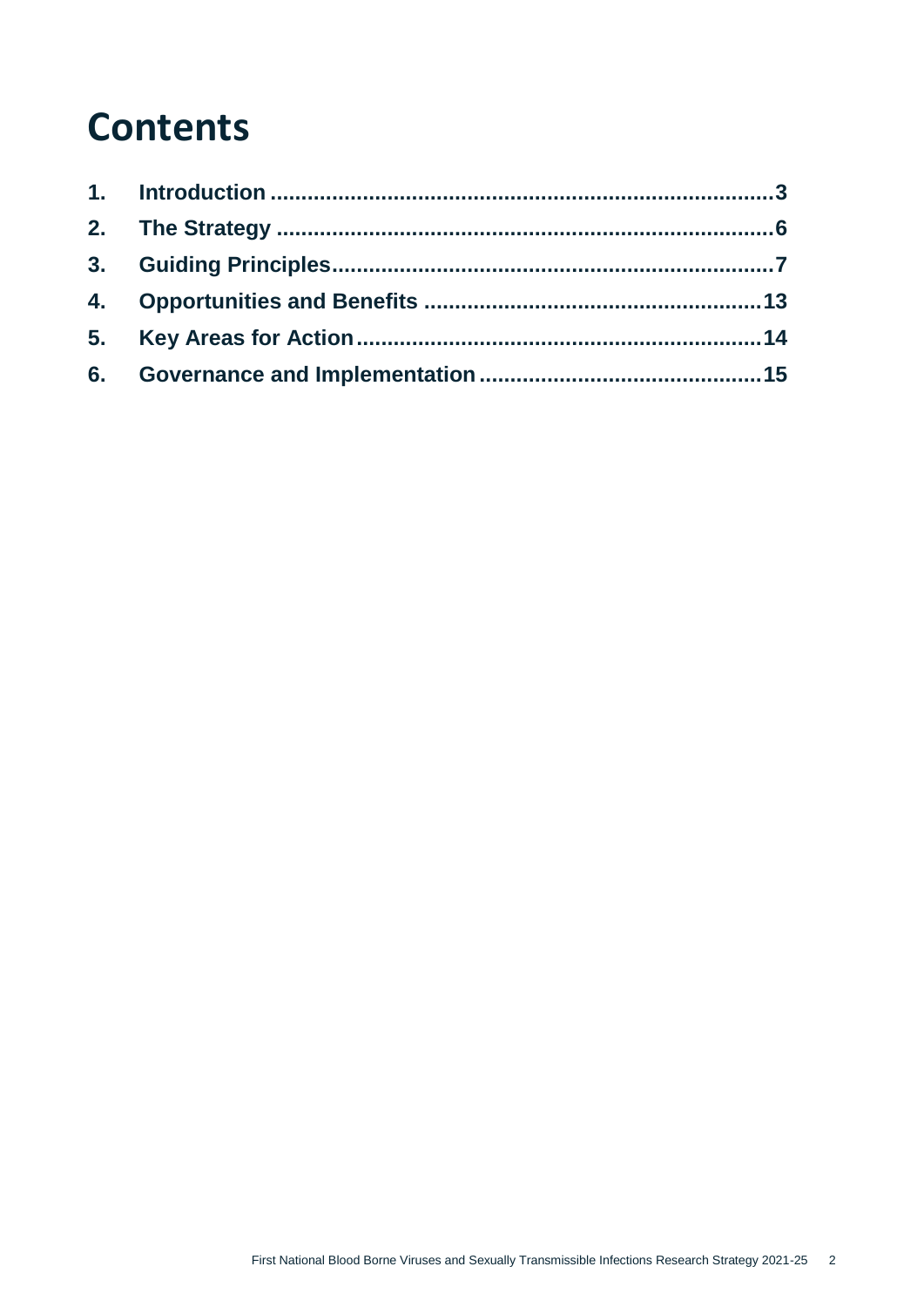# Contents

1. **Introduction** ........................................................................ 3
2. **The Strategy** ........................................................................ 6
3. **Guiding Principles** ................................................................ 7
4. **Opportunities and Benefits** .................................................. 13
5. **Key Areas for Action** ............................................................ 14
6. **Governance and Implementation** ......................................... 15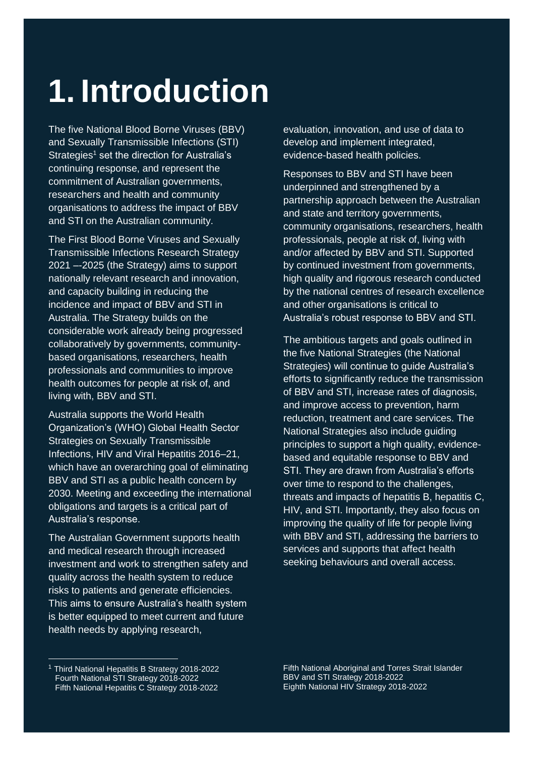# 1. Introduction

The five National Blood Borne Viruses (BBV) and Sexually Transmissible Infections (STI) Strategies[1] set the direction for Australia's continuing response, and represent the commitment of Australian governments, researchers and health and community organisations to address the impact of BBV and STI on the Australian community.

The First Blood Borne Viruses and Sexually Transmissible Infections Research Strategy 2021 –-2025 (the Strategy) aims to support nationally relevant research and innovation, and capacity building in reducing the incidence and impact of BBV and STI in Australia. The Strategy builds on the considerable work already being progressed collaboratively by governments, community-based organisations, researchers, health professionals and communities to improve health outcomes for people at risk of, and living with, BBV and STI.

Australia supports the World Health Organization's (WHO) Global Health Sector Strategies on Sexually Transmissible Infections, HIV and Viral Hepatitis 2016–21, which have an overarching goal of eliminating BBV and STI as a public health concern by 2030. Meeting and exceeding the international obligations and targets is a critical part of Australia's response.

The Australian Government supports health and medical research through increased investment and work to strengthen safety and quality across the health system to reduce risks to patients and generate efficiencies. This aims to ensure Australia's health system is better equipped to meet current and future health needs by applying research, evaluation, innovation, and use of data to develop and implement integrated, evidence-based health policies.

Responses to BBV and STI have been underpinned and strengthened by a partnership approach between the Australian and state and territory governments, community organisations, researchers, health professionals, people at risk of, living with and/or affected by BBV and STI. Supported by continued investment from governments, high quality and rigorous research conducted by the national centres of research excellence and other organisations is critical to Australia's robust response to BBV and STI.

The ambitious targets and goals outlined in the five National Strategies (the National Strategies) will continue to guide Australia's efforts to significantly reduce the transmission of BBV and STI, increase rates of diagnosis, and improve access to prevention, harm reduction, treatment and care services. The National Strategies also include guiding principles to support a high quality, evidence-based and equitable response to BBV and STI. They are drawn from Australia's efforts over time to respond to the challenges, threats and impacts of hepatitis B, hepatitis C, HIV, and STI. Importantly, they also focus on improving the quality of life for people living with BBV and STI, addressing the barriers to services and supports that affect health seeking behaviours and overall access.

---

[1] Third National Hepatitis B Strategy 2018-2022
Fourth National STI Strategy 2018-2022
Fifth National Hepatitis C Strategy 2018-2022
Fifth National Aboriginal and Torres Strait Islander BBV and STI Strategy 2018-2022
Eighth National HIV Strategy 2018-2022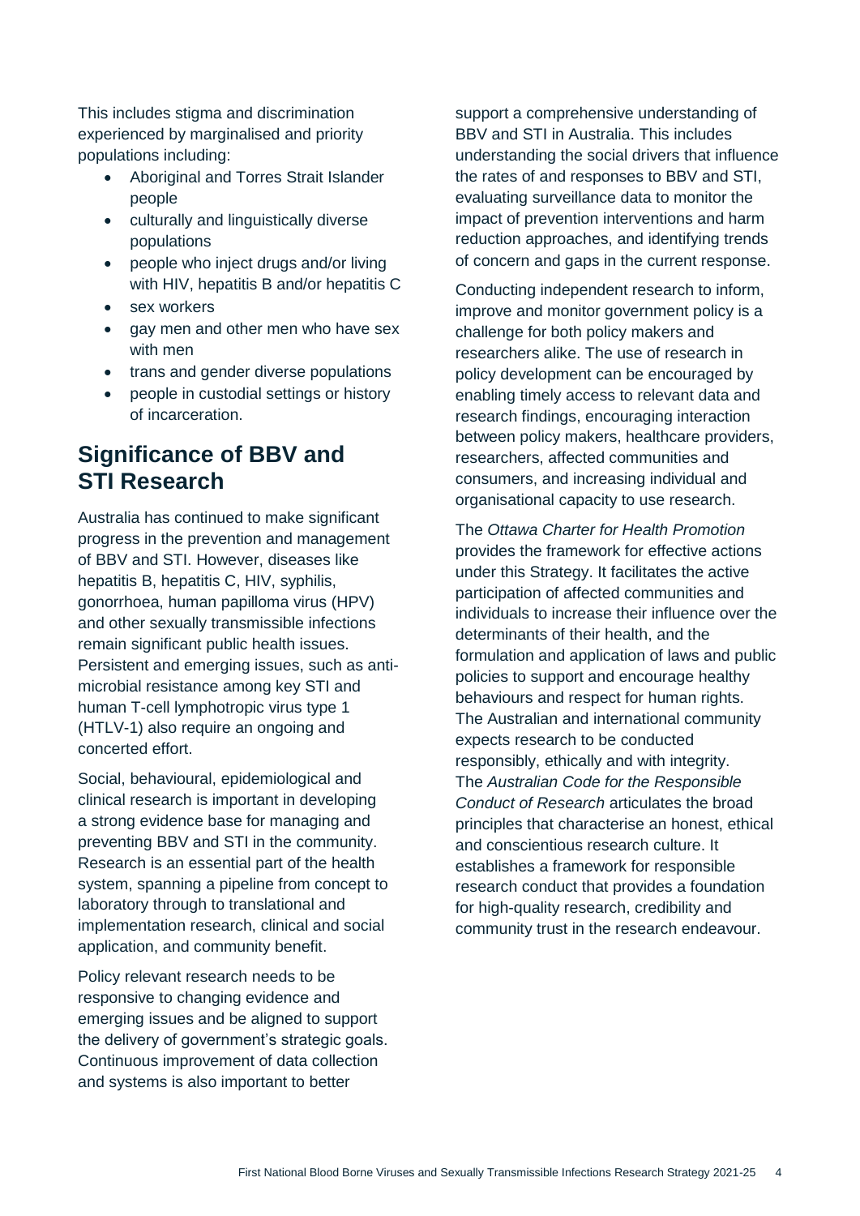This includes stigma and discrimination experienced by marginalised and priority populations including:

- Aboriginal and Torres Strait Islander people
- culturally and linguistically diverse populations
- people who inject drugs and/or living with HIV, hepatitis B and/or hepatitis C
- sex workers
- gay men and other men who have sex with men
- trans and gender diverse populations
- people in custodial settings or history of incarceration.

## Significance of BBV and STI Research

Australia has continued to make significant progress in the prevention and management of BBV and STI. However, diseases like hepatitis B, hepatitis C, HIV, syphilis, gonorrhoea, human papilloma virus (HPV) and other sexually transmissible infections remain significant public health issues. Persistent and emerging issues, such as anti-microbial resistance among key STI and human T-cell lymphotropic virus type 1 (HTLV-1) also require an ongoing and concerted effort.

Social, behavioural, epidemiological and clinical research is important in developing a strong evidence base for managing and preventing BBV and STI in the community. Research is an essential part of the health system, spanning a pipeline from concept to laboratory through to translational and implementation research, clinical and social application, and community benefit.

Policy relevant research needs to be responsive to changing evidence and emerging issues and be aligned to support the delivery of government's strategic goals. Continuous improvement of data collection and systems is also important to better support a comprehensive understanding of BBV and STI in Australia. This includes understanding the social drivers that influence the rates of and responses to BBV and STI, evaluating surveillance data to monitor the impact of prevention interventions and harm reduction approaches, and identifying trends of concern and gaps in the current response.

Conducting independent research to inform, improve and monitor government policy is a challenge for both policy makers and researchers alike. The use of research in policy development can be encouraged by enabling timely access to relevant data and research findings, encouraging interaction between policy makers, healthcare providers, researchers, affected communities and consumers, and increasing individual and organisational capacity to use research.

The *Ottawa Charter for Health Promotion* provides the framework for effective actions under this Strategy. It facilitates the active participation of affected communities and individuals to increase their influence over the determinants of their health, and the formulation and application of laws and public policies to support and encourage healthy behaviours and respect for human rights. The Australian and international community expects research to be conducted responsibly, ethically and with integrity. The *Australian Code for the Responsible Conduct of Research* articulates the broad principles that characterise an honest, ethical and conscientious research culture. It establishes a framework for responsible research conduct that provides a foundation for high-quality research, credibility and community trust in the research endeavour.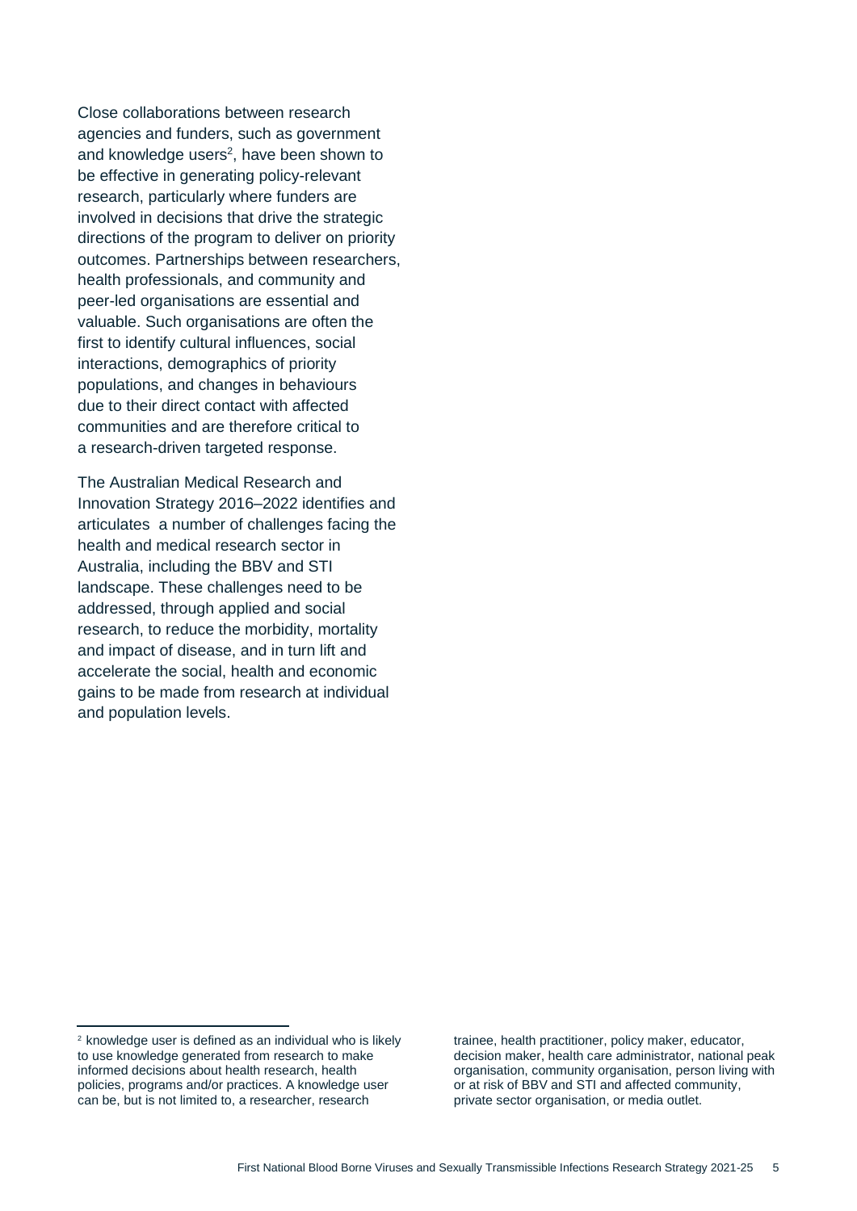Close collaborations between research agencies and funders, such as government and knowledge users[2], have been shown to be effective in generating policy-relevant research, particularly where funders are involved in decisions that drive the strategic directions of the program to deliver on priority outcomes. Partnerships between researchers, health professionals, and community and peer-led organisations are essential and valuable. Such organisations are often the first to identify cultural influences, social interactions, demographics of priority populations, and changes in behaviours due to their direct contact with affected communities and are therefore critical to a research-driven targeted response.

The Australian Medical Research and Innovation Strategy 2016–2022 identifies and articulates a number of challenges facing the health and medical research sector in Australia, including the BBV and STI landscape. These challenges need to be addressed, through applied and social research, to reduce the morbidity, mortality and impact of disease, and in turn lift and accelerate the social, health and economic gains to be made from research at individual and population levels.

---

[2] knowledge user is defined as an individual who is likely to use knowledge generated from research to make informed decisions about health research, health policies, programs and/or practices. A knowledge user can be, but is not limited to, a researcher, research trainee, health practitioner, policy maker, educator, decision maker, health care administrator, national peak organisation, community organisation, person living with or at risk of BBV and STI and affected community, private sector organisation, or media outlet.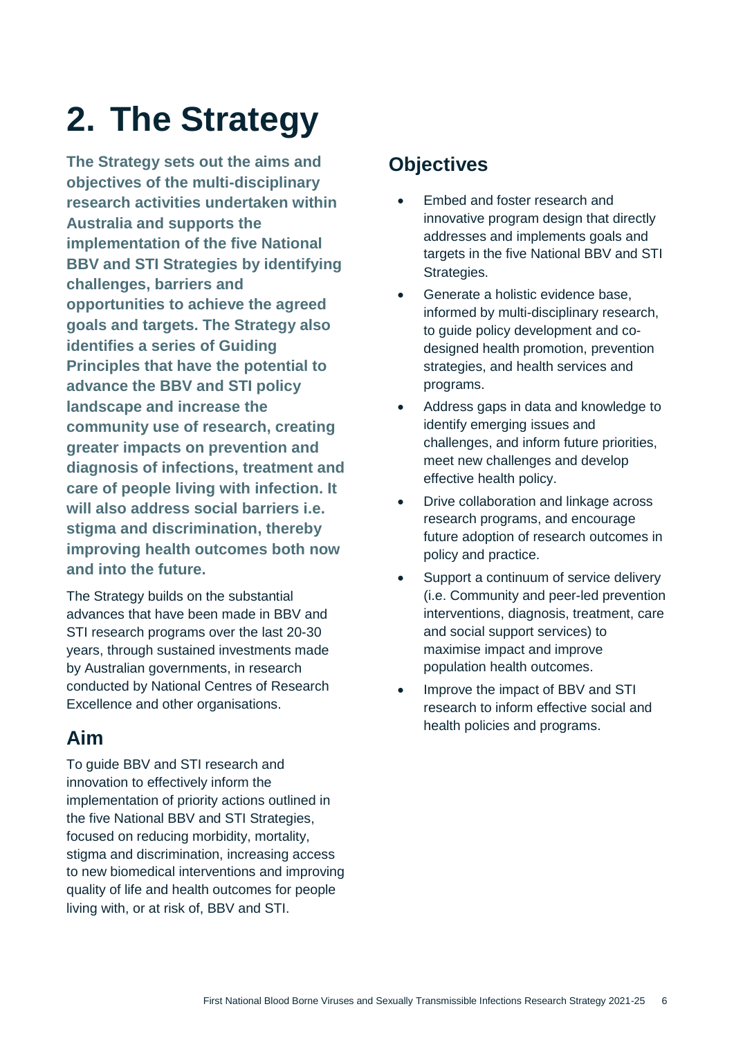# 2. The Strategy

**The Strategy sets out the aims and objectives of the multi-disciplinary research activities undertaken within Australia and supports the implementation of the five National BBV and STI Strategies by identifying challenges, barriers and opportunities to achieve the agreed goals and targets. The Strategy also identifies a series of Guiding Principles that have the potential to advance the BBV and STI policy landscape and increase the community use of research, creating greater impacts on prevention and diagnosis of infections, treatment and care of people living with infection. It will also address social barriers i.e. stigma and discrimination, thereby improving health outcomes both now and into the future.**

The Strategy builds on the substantial advances that have been made in BBV and STI research programs over the last 20-30 years, through sustained investments made by Australian governments, in research conducted by National Centres of Research Excellence and other organisations.

## Aim

To guide BBV and STI research and innovation to effectively inform the implementation of priority actions outlined in the five National BBV and STI Strategies, focused on reducing morbidity, mortality, stigma and discrimination, increasing access to new biomedical interventions and improving quality of life and health outcomes for people living with, or at risk of, BBV and STI.

## Objectives

- Embed and foster research and innovative program design that directly addresses and implements goals and targets in the five National BBV and STI Strategies.
- Generate a holistic evidence base, informed by multi-disciplinary research, to guide policy development and co-designed health promotion, prevention strategies, and health services and programs.
- Address gaps in data and knowledge to identify emerging issues and challenges, and inform future priorities, meet new challenges and develop effective health policy.
- Drive collaboration and linkage across research programs, and encourage future adoption of research outcomes in policy and practice.
- Support a continuum of service delivery (i.e. Community and peer-led prevention interventions, diagnosis, treatment, care and social support services) to maximise impact and improve population health outcomes.
- Improve the impact of BBV and STI research to inform effective social and health policies and programs.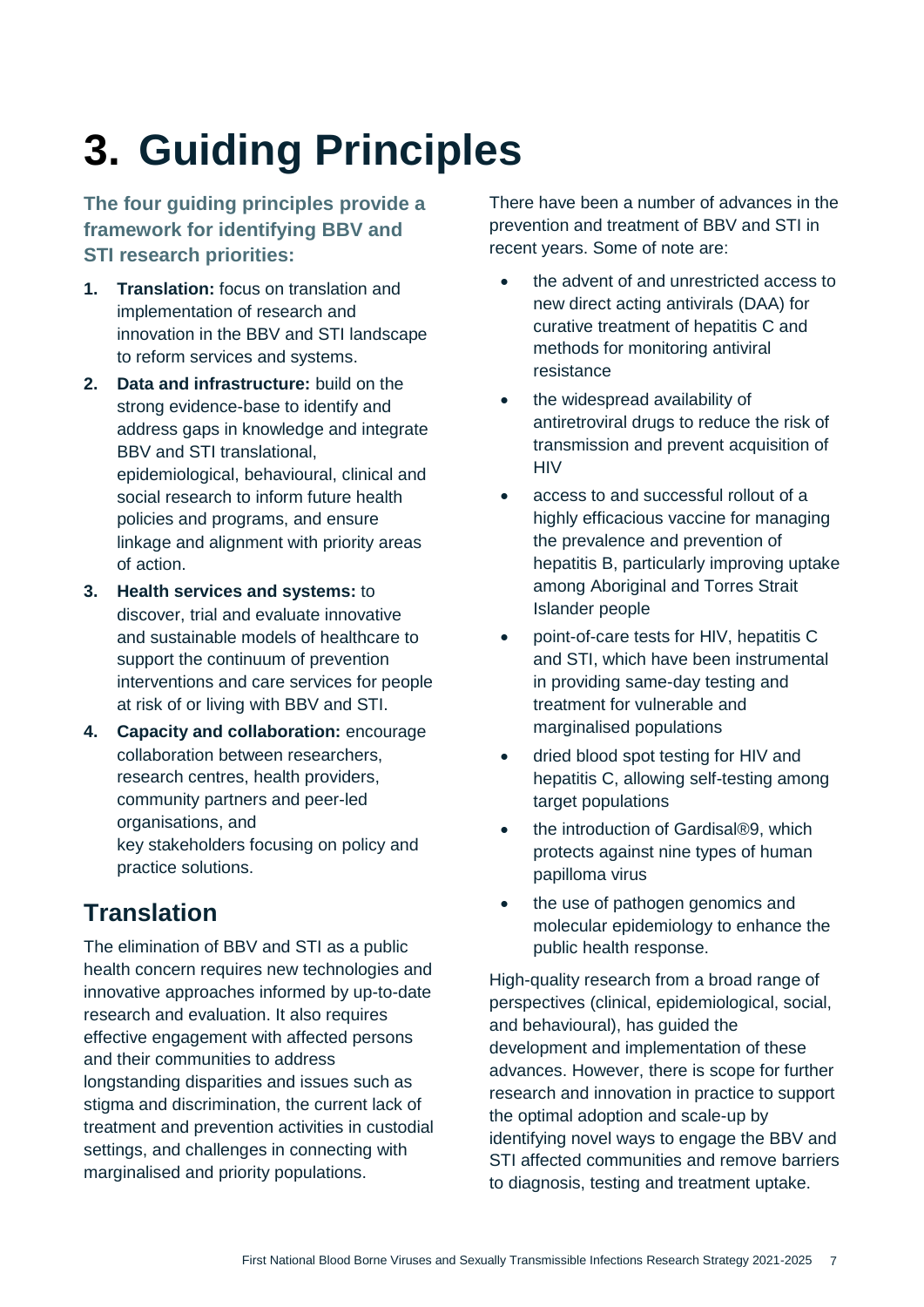# 3. Guiding Principles

**The four guiding principles provide a framework for identifying BBV and STI research priorities:**

1. **Translation:** focus on translation and implementation of research and innovation in the BBV and STI landscape to reform services and systems.
2. **Data and infrastructure:** build on the strong evidence-base to identify and address gaps in knowledge and integrate BBV and STI translational, epidemiological, behavioural, clinical and social research to inform future health policies and programs, and ensure linkage and alignment with priority areas of action.
3. **Health services and systems:** to discover, trial and evaluate innovative and sustainable models of healthcare to support the continuum of prevention interventions and care services for people at risk of or living with BBV and STI.
4. **Capacity and collaboration:** encourage collaboration between researchers, research centres, health providers, community partners and peer-led organisations, and key stakeholders focusing on policy and practice solutions.

## Translation

The elimination of BBV and STI as a public health concern requires new technologies and innovative approaches informed by up-to-date research and evaluation. It also requires effective engagement with affected persons and their communities to address longstanding disparities and issues such as stigma and discrimination, the current lack of treatment and prevention activities in custodial settings, and challenges in connecting with marginalised and priority populations.

There have been a number of advances in the prevention and treatment of BBV and STI in recent years. Some of note are:

- the advent of and unrestricted access to new direct acting antivirals (DAA) for curative treatment of hepatitis C and methods for monitoring antiviral resistance
- the widespread availability of antiretroviral drugs to reduce the risk of transmission and prevent acquisition of HIV
- access to and successful rollout of a highly efficacious vaccine for managing the prevalence and prevention of hepatitis B, particularly improving uptake among Aboriginal and Torres Strait Islander people
- point-of-care tests for HIV, hepatitis C and STI, which have been instrumental in providing same-day testing and treatment for vulnerable and marginalised populations
- dried blood spot testing for HIV and hepatitis C, allowing self-testing among target populations
- the introduction of Gardisal®9, which protects against nine types of human papilloma virus
- the use of pathogen genomics and molecular epidemiology to enhance the public health response.

High-quality research from a broad range of perspectives (clinical, epidemiological, social, and behavioural), has guided the development and implementation of these advances. However, there is scope for further research and innovation in practice to support the optimal adoption and scale-up by identifying novel ways to engage the BBV and STI affected communities and remove barriers to diagnosis, testing and treatment uptake.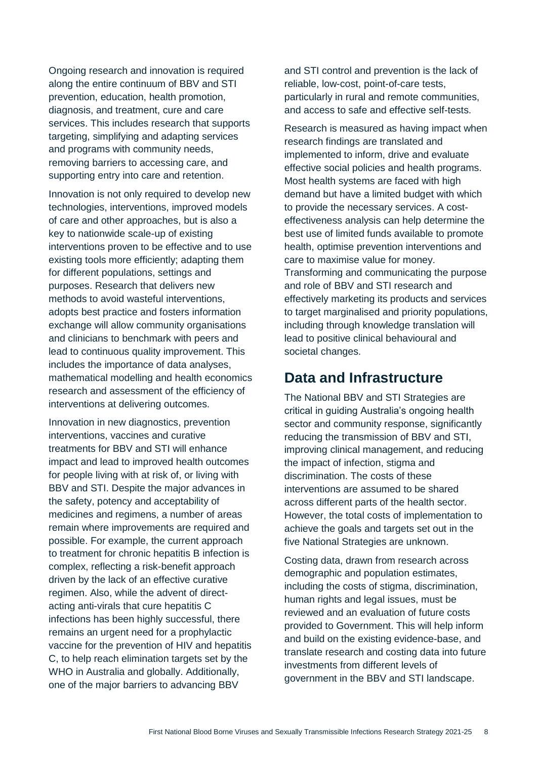Ongoing research and innovation is required along the entire continuum of BBV and STI prevention, education, health promotion, diagnosis, and treatment, cure and care services. This includes research that supports targeting, simplifying and adapting services and programs with community needs, removing barriers to accessing care, and supporting entry into care and retention.

Innovation is not only required to develop new technologies, interventions, improved models of care and other approaches, but is also a key to nationwide scale-up of existing interventions proven to be effective and to use existing tools more efficiently; adapting them for different populations, settings and purposes. Research that delivers new methods to avoid wasteful interventions, adopts best practice and fosters information exchange will allow community organisations and clinicians to benchmark with peers and lead to continuous quality improvement. This includes the importance of data analyses, mathematical modelling and health economics research and assessment of the efficiency of interventions at delivering outcomes.

Innovation in new diagnostics, prevention interventions, vaccines and curative treatments for BBV and STI will enhance impact and lead to improved health outcomes for people living with at risk of, or living with BBV and STI. Despite the major advances in the safety, potency and acceptability of medicines and regimens, a number of areas remain where improvements are required and possible. For example, the current approach to treatment for chronic hepatitis B infection is complex, reflecting a risk-benefit approach driven by the lack of an effective curative regimen. Also, while the advent of direct-acting anti-virals that cure hepatitis C infections has been highly successful, there remains an urgent need for a prophylactic vaccine for the prevention of HIV and hepatitis C, to help reach elimination targets set by the WHO in Australia and globally. Additionally, one of the major barriers to advancing BBV and STI control and prevention is the lack of reliable, low-cost, point-of-care tests, particularly in rural and remote communities, and access to safe and effective self-tests.

Research is measured as having impact when research findings are translated and implemented to inform, drive and evaluate effective social policies and health programs. Most health systems are faced with high demand but have a limited budget with which to provide the necessary services. A cost-effectiveness analysis can help determine the best use of limited funds available to promote health, optimise prevention interventions and care to maximise value for money. Transforming and communicating the purpose and role of BBV and STI research and effectively marketing its products and services to target marginalised and priority populations, including through knowledge translation will lead to positive clinical behavioural and societal changes.

## Data and Infrastructure

The National BBV and STI Strategies are critical in guiding Australia's ongoing health sector and community response, significantly reducing the transmission of BBV and STI, improving clinical management, and reducing the impact of infection, stigma and discrimination. The costs of these interventions are assumed to be shared across different parts of the health sector. However, the total costs of implementation to achieve the goals and targets set out in the five National Strategies are unknown.

Costing data, drawn from research across demographic and population estimates, including the costs of stigma, discrimination, human rights and legal issues, must be reviewed and an evaluation of future costs provided to Government. This will help inform and build on the existing evidence-base, and translate research and costing data into future investments from different levels of government in the BBV and STI landscape.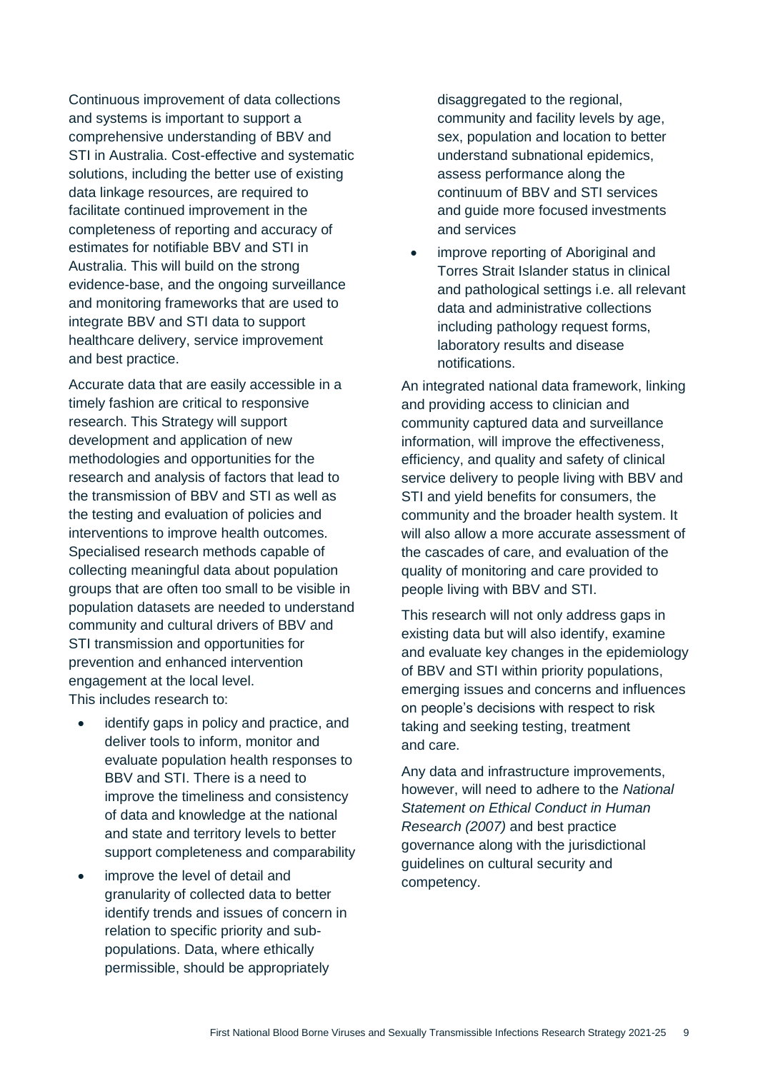Continuous improvement of data collections and systems is important to support a comprehensive understanding of BBV and STI in Australia. Cost-effective and systematic solutions, including the better use of existing data linkage resources, are required to facilitate continued improvement in the completeness of reporting and accuracy of estimates for notifiable BBV and STI in Australia. This will build on the strong evidence-base, and the ongoing surveillance and monitoring frameworks that are used to integrate BBV and STI data to support healthcare delivery, service improvement and best practice.

Accurate data that are easily accessible in a timely fashion are critical to responsive research. This Strategy will support development and application of new methodologies and opportunities for the research and analysis of factors that lead to the transmission of BBV and STI as well as the testing and evaluation of policies and interventions to improve health outcomes. Specialised research methods capable of collecting meaningful data about population groups that are often too small to be visible in population datasets are needed to understand community and cultural drivers of BBV and STI transmission and opportunities for prevention and enhanced intervention engagement at the local level.
This includes research to:

- identify gaps in policy and practice, and deliver tools to inform, monitor and evaluate population health responses to BBV and STI. There is a need to improve the timeliness and consistency of data and knowledge at the national and state and territory levels to better support completeness and comparability
- improve the level of detail and granularity of collected data to better identify trends and issues of concern in relation to specific priority and sub-populations. Data, where ethically permissible, should be appropriately disaggregated to the regional, community and facility levels by age, sex, population and location to better understand subnational epidemics, assess performance along the continuum of BBV and STI services and guide more focused investments and services
- improve reporting of Aboriginal and Torres Strait Islander status in clinical and pathological settings i.e. all relevant data and administrative collections including pathology request forms, laboratory results and disease notifications.

An integrated national data framework, linking and providing access to clinician and community captured data and surveillance information, will improve the effectiveness, efficiency, and quality and safety of clinical service delivery to people living with BBV and STI and yield benefits for consumers, the community and the broader health system. It will also allow a more accurate assessment of the cascades of care, and evaluation of the quality of monitoring and care provided to people living with BBV and STI.

This research will not only address gaps in existing data but will also identify, examine and evaluate key changes in the epidemiology of BBV and STI within priority populations, emerging issues and concerns and influences on people's decisions with respect to risk taking and seeking testing, treatment and care.

Any data and infrastructure improvements, however, will need to adhere to the *National Statement on Ethical Conduct in Human Research (2007)* and best practice governance along with the jurisdictional guidelines on cultural security and competency.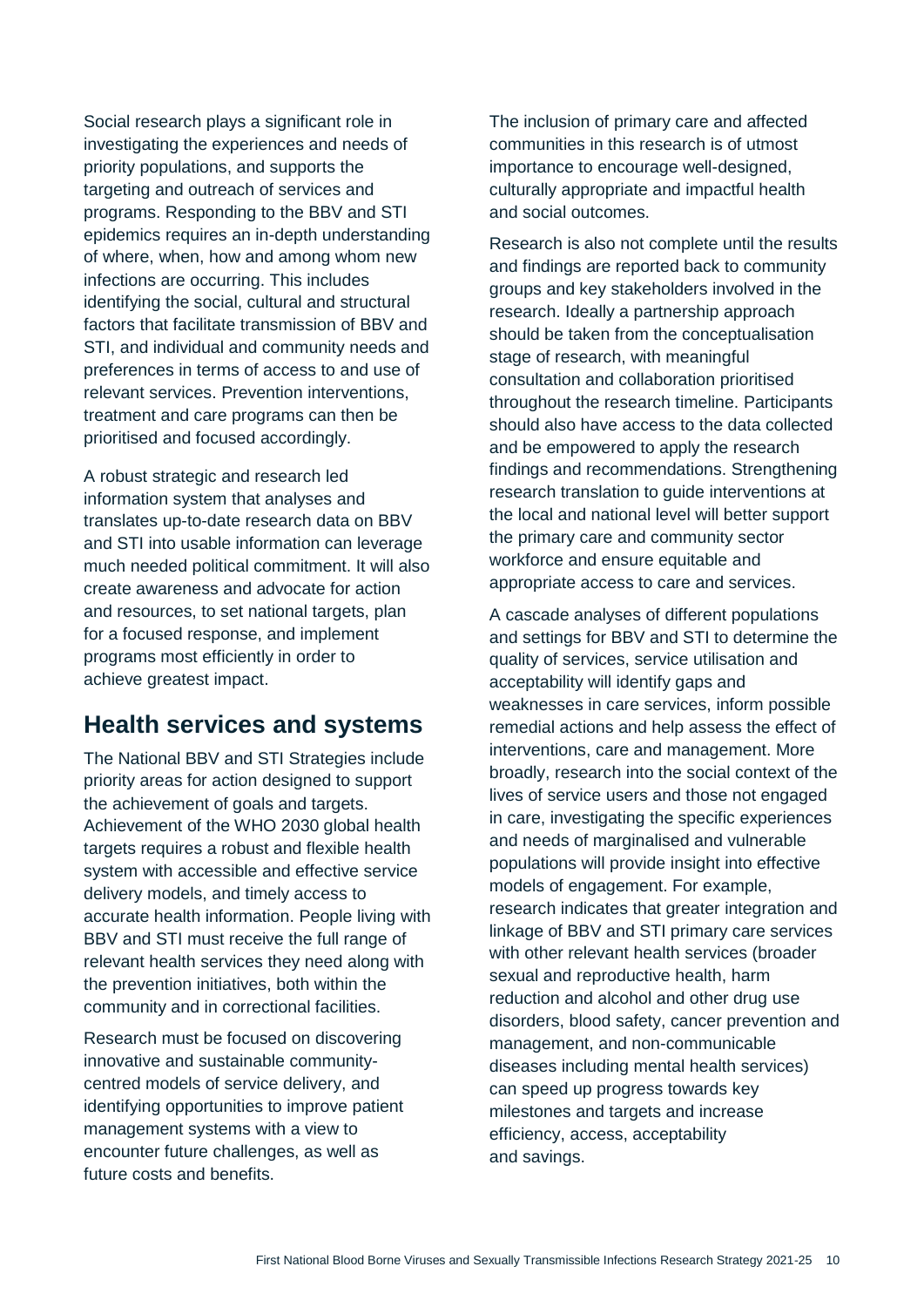Social research plays a significant role in investigating the experiences and needs of priority populations, and supports the targeting and outreach of services and programs. Responding to the BBV and STI epidemics requires an in-depth understanding of where, when, how and among whom new infections are occurring. This includes identifying the social, cultural and structural factors that facilitate transmission of BBV and STI, and individual and community needs and preferences in terms of access to and use of relevant services. Prevention interventions, treatment and care programs can then be prioritised and focused accordingly.

A robust strategic and research led information system that analyses and translates up-to-date research data on BBV and STI into usable information can leverage much needed political commitment. It will also create awareness and advocate for action and resources, to set national targets, plan for a focused response, and implement programs most efficiently in order to achieve greatest impact.

## Health services and systems

The National BBV and STI Strategies include priority areas for action designed to support the achievement of goals and targets. Achievement of the WHO 2030 global health targets requires a robust and flexible health system with accessible and effective service delivery models, and timely access to accurate health information. People living with BBV and STI must receive the full range of relevant health services they need along with the prevention initiatives, both within the community and in correctional facilities.

Research must be focused on discovering innovative and sustainable community-centred models of service delivery, and identifying opportunities to improve patient management systems with a view to encounter future challenges, as well as future costs and benefits.

The inclusion of primary care and affected communities in this research is of utmost importance to encourage well-designed, culturally appropriate and impactful health and social outcomes.

Research is also not complete until the results and findings are reported back to community groups and key stakeholders involved in the research. Ideally a partnership approach should be taken from the conceptualisation stage of research, with meaningful consultation and collaboration prioritised throughout the research timeline. Participants should also have access to the data collected and be empowered to apply the research findings and recommendations. Strengthening research translation to guide interventions at the local and national level will better support the primary care and community sector workforce and ensure equitable and appropriate access to care and services.

A cascade analyses of different populations and settings for BBV and STI to determine the quality of services, service utilisation and acceptability will identify gaps and weaknesses in care services, inform possible remedial actions and help assess the effect of interventions, care and management. More broadly, research into the social context of the lives of service users and those not engaged in care, investigating the specific experiences and needs of marginalised and vulnerable populations will provide insight into effective models of engagement. For example, research indicates that greater integration and linkage of BBV and STI primary care services with other relevant health services (broader sexual and reproductive health, harm reduction and alcohol and other drug use disorders, blood safety, cancer prevention and management, and non-communicable diseases including mental health services) can speed up progress towards key milestones and targets and increase efficiency, access, acceptability and savings.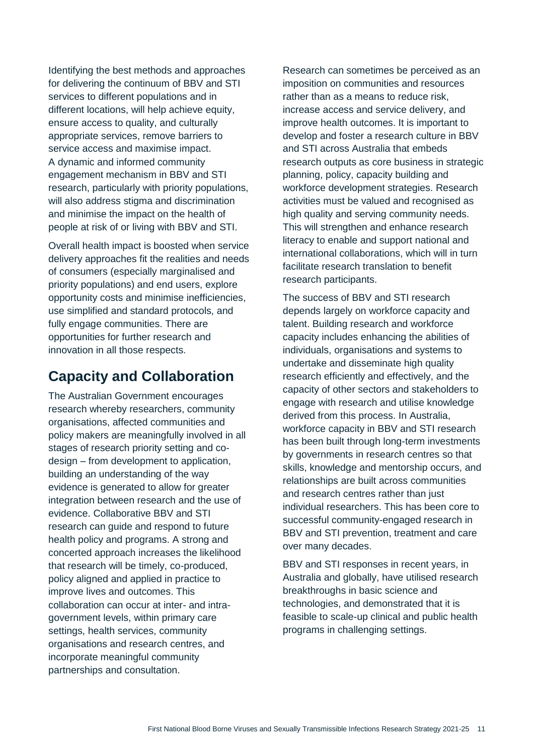Identifying the best methods and approaches for delivering the continuum of BBV and STI services to different populations and in different locations, will help achieve equity, ensure access to quality, and culturally appropriate services, remove barriers to service access and maximise impact. A dynamic and informed community engagement mechanism in BBV and STI research, particularly with priority populations, will also address stigma and discrimination and minimise the impact on the health of people at risk of or living with BBV and STI.

Overall health impact is boosted when service delivery approaches fit the realities and needs of consumers (especially marginalised and priority populations) and end users, explore opportunity costs and minimise inefficiencies, use simplified and standard protocols, and fully engage communities. There are opportunities for further research and innovation in all those respects.

## Capacity and Collaboration

The Australian Government encourages research whereby researchers, community organisations, affected communities and policy makers are meaningfully involved in all stages of research priority setting and co-design – from development to application, building an understanding of the way evidence is generated to allow for greater integration between research and the use of evidence. Collaborative BBV and STI research can guide and respond to future health policy and programs. A strong and concerted approach increases the likelihood that research will be timely, co-produced, policy aligned and applied in practice to improve lives and outcomes. This collaboration can occur at inter- and intra-government levels, within primary care settings, health services, community organisations and research centres, and incorporate meaningful community partnerships and consultation.

Research can sometimes be perceived as an imposition on communities and resources rather than as a means to reduce risk, increase access and service delivery, and improve health outcomes. It is important to develop and foster a research culture in BBV and STI across Australia that embeds research outputs as core business in strategic planning, policy, capacity building and workforce development strategies. Research activities must be valued and recognised as high quality and serving community needs. This will strengthen and enhance research literacy to enable and support national and international collaborations, which will in turn facilitate research translation to benefit research participants.

The success of BBV and STI research depends largely on workforce capacity and talent. Building research and workforce capacity includes enhancing the abilities of individuals, organisations and systems to undertake and disseminate high quality research efficiently and effectively, and the capacity of other sectors and stakeholders to engage with research and utilise knowledge derived from this process. In Australia, workforce capacity in BBV and STI research has been built through long-term investments by governments in research centres so that skills, knowledge and mentorship occurs, and relationships are built across communities and research centres rather than just individual researchers. This has been core to successful community-engaged research in BBV and STI prevention, treatment and care over many decades.

BBV and STI responses in recent years, in Australia and globally, have utilised research breakthroughs in basic science and technologies, and demonstrated that it is feasible to scale-up clinical and public health programs in challenging settings.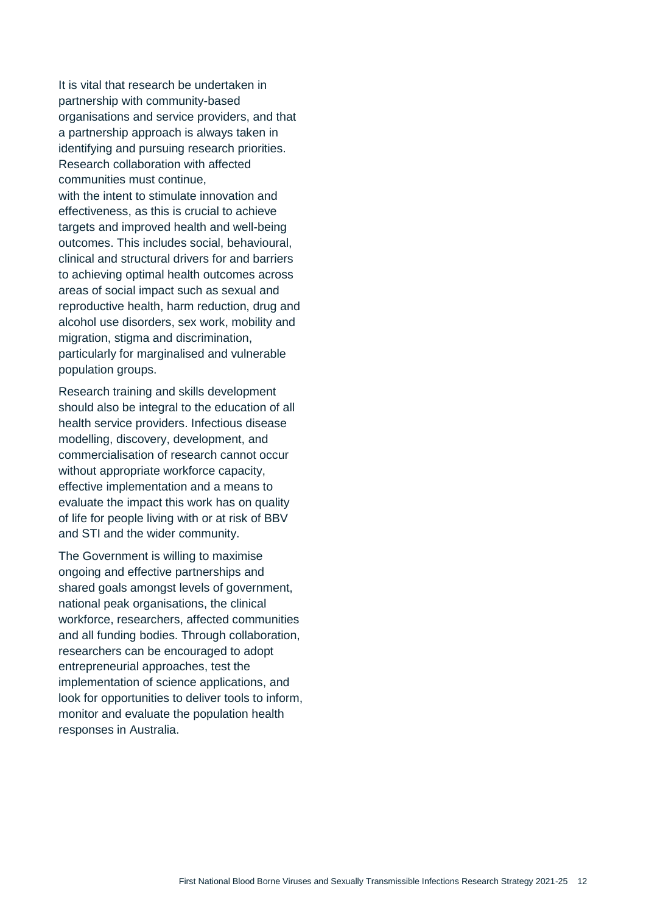It is vital that research be undertaken in partnership with community-based organisations and service providers, and that a partnership approach is always taken in identifying and pursuing research priorities. Research collaboration with affected communities must continue, with the intent to stimulate innovation and effectiveness, as this is crucial to achieve targets and improved health and well-being outcomes. This includes social, behavioural, clinical and structural drivers for and barriers to achieving optimal health outcomes across areas of social impact such as sexual and reproductive health, harm reduction, drug and alcohol use disorders, sex work, mobility and migration, stigma and discrimination, particularly for marginalised and vulnerable population groups.

Research training and skills development should also be integral to the education of all health service providers. Infectious disease modelling, discovery, development, and commercialisation of research cannot occur without appropriate workforce capacity, effective implementation and a means to evaluate the impact this work has on quality of life for people living with or at risk of BBV and STI and the wider community.

The Government is willing to maximise ongoing and effective partnerships and shared goals amongst levels of government, national peak organisations, the clinical workforce, researchers, affected communities and all funding bodies. Through collaboration, researchers can be encouraged to adopt entrepreneurial approaches, test the implementation of science applications, and look for opportunities to deliver tools to inform, monitor and evaluate the population health responses in Australia.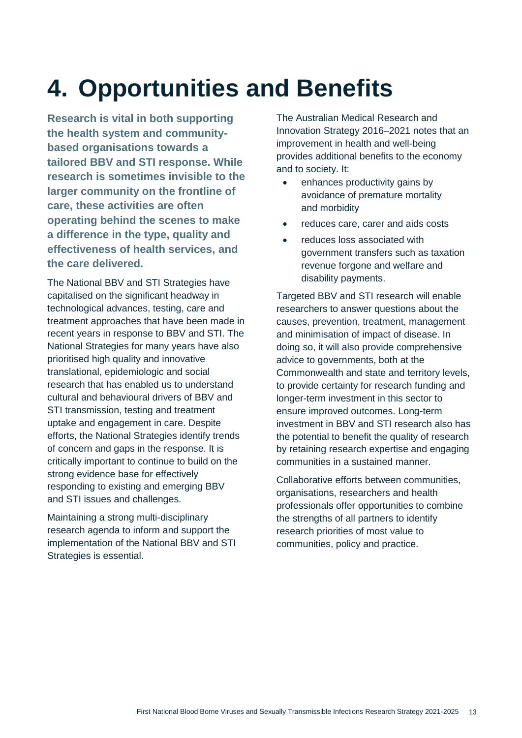# 4. Opportunities and Benefits

**Research is vital in both supporting the health system and community-based organisations towards a tailored BBV and STI response. While research is sometimes invisible to the larger community on the frontline of care, these activities are often operating behind the scenes to make a difference in the type, quality and effectiveness of health services, and the care delivered.**

The National BBV and STI Strategies have capitalised on the significant headway in technological advances, testing, care and treatment approaches that have been made in recent years in response to BBV and STI. The National Strategies for many years have also prioritised high quality and innovative translational, epidemiologic and social research that has enabled us to understand cultural and behavioural drivers of BBV and STI transmission, testing and treatment uptake and engagement in care. Despite efforts, the National Strategies identify trends of concern and gaps in the response. It is critically important to continue to build on the strong evidence base for effectively responding to existing and emerging BBV and STI issues and challenges.

Maintaining a strong multi-disciplinary research agenda to inform and support the implementation of the National BBV and STI Strategies is essential.

The Australian Medical Research and Innovation Strategy 2016–2021 notes that an improvement in health and well-being provides additional benefits to the economy and to society. It:

- enhances productivity gains by avoidance of premature mortality and morbidity
- reduces care, carer and aids costs
- reduces loss associated with government transfers such as taxation revenue forgone and welfare and disability payments.

Targeted BBV and STI research will enable researchers to answer questions about the causes, prevention, treatment, management and minimisation of impact of disease. In doing so, it will also provide comprehensive advice to governments, both at the Commonwealth and state and territory levels, to provide certainty for research funding and longer-term investment in this sector to ensure improved outcomes. Long-term investment in BBV and STI research also has the potential to benefit the quality of research by retaining research expertise and engaging communities in a sustained manner.

Collaborative efforts between communities, organisations, researchers and health professionals offer opportunities to combine the strengths of all partners to identify research priorities of most value to communities, policy and practice.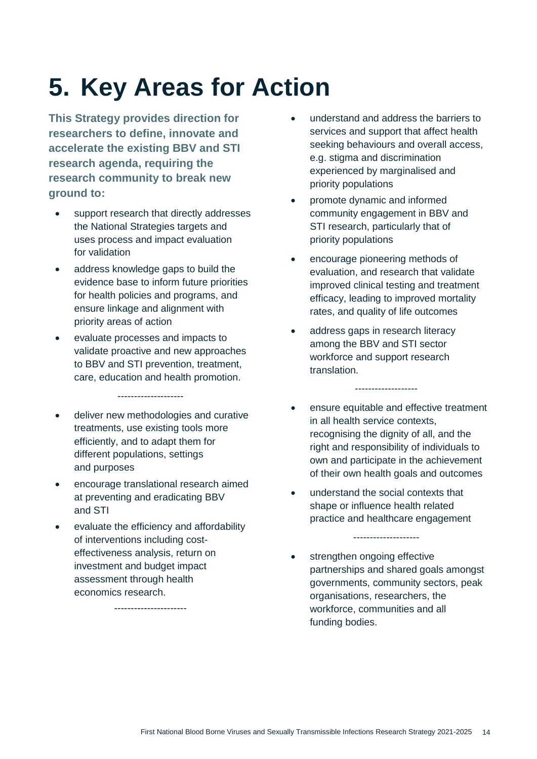# 5. Key Areas for Action

**This Strategy provides direction for researchers to define, innovate and accelerate the existing BBV and STI research agenda, requiring the research community to break new ground to:**

- support research that directly addresses the National Strategies targets and uses process and impact evaluation for validation
- address knowledge gaps to build the evidence base to inform future priorities for health policies and programs, and ensure linkage and alignment with priority areas of action
- evaluate processes and impacts to validate proactive and new approaches to BBV and STI prevention, treatment, care, education and health promotion.

--------------------

- deliver new methodologies and curative treatments, use existing tools more efficiently, and to adapt them for different populations, settings and purposes
- encourage translational research aimed at preventing and eradicating BBV and STI
- evaluate the efficiency and affordability of interventions including cost-effectiveness analysis, return on investment and budget impact assessment through health economics research.

----------------------

- understand and address the barriers to services and support that affect health seeking behaviours and overall access, e.g. stigma and discrimination experienced by marginalised and priority populations
- promote dynamic and informed community engagement in BBV and STI research, particularly that of priority populations
- encourage pioneering methods of evaluation, and research that validate improved clinical testing and treatment efficacy, leading to improved mortality rates, and quality of life outcomes
- address gaps in research literacy among the BBV and STI sector workforce and support research translation.

-------------------

- ensure equitable and effective treatment in all health service contexts, recognising the dignity of all, and the right and responsibility of individuals to own and participate in the achievement of their own health goals and outcomes
- understand the social contexts that shape or influence health related practice and healthcare engagement

--------------------

- strengthen ongoing effective partnerships and shared goals amongst governments, community sectors, peak organisations, researchers, the workforce, communities and all funding bodies.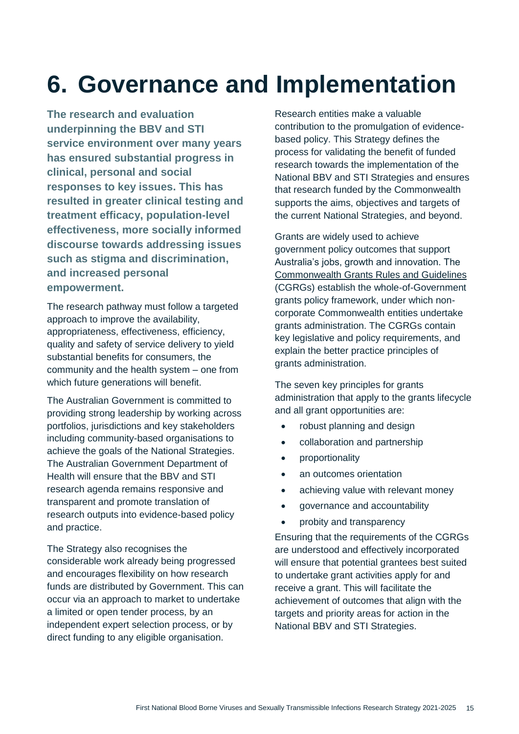# 6. Governance and Implementation

**The research and evaluation underpinning the BBV and STI service environment over many years has ensured substantial progress in clinical, personal and social responses to key issues. This has resulted in greater clinical testing and treatment efficacy, population-level effectiveness, more socially informed discourse towards addressing issues such as stigma and discrimination, and increased personal empowerment.**

The research pathway must follow a targeted approach to improve the availability, appropriateness, effectiveness, efficiency, quality and safety of service delivery to yield substantial benefits for consumers, the community and the health system – one from which future generations will benefit.

The Australian Government is committed to providing strong leadership by working across portfolios, jurisdictions and key stakeholders including community-based organisations to achieve the goals of the National Strategies. The Australian Government Department of Health will ensure that the BBV and STI research agenda remains responsive and transparent and promote translation of research outputs into evidence-based policy and practice.

The Strategy also recognises the considerable work already being progressed and encourages flexibility on how research funds are distributed by Government. This can occur via an approach to market to undertake a limited or open tender process, by an independent expert selection process, or by direct funding to any eligible organisation.

Research entities make a valuable contribution to the promulgation of evidence-based policy. This Strategy defines the process for validating the benefit of funded research towards the implementation of the National BBV and STI Strategies and ensures that research funded by the Commonwealth supports the aims, objectives and targets of the current National Strategies, and beyond.

Grants are widely used to achieve government policy outcomes that support Australia's jobs, growth and innovation. The Commonwealth Grants Rules and Guidelines (CGRGs) establish the whole-of-Government grants policy framework, under which non-corporate Commonwealth entities undertake grants administration. The CGRGs contain key legislative and policy requirements, and explain the better practice principles of grants administration.

The seven key principles for grants administration that apply to the grants lifecycle and all grant opportunities are:

- robust planning and design
- collaboration and partnership
- proportionality
- an outcomes orientation
- achieving value with relevant money
- governance and accountability
- probity and transparency

Ensuring that the requirements of the CGRGs are understood and effectively incorporated will ensure that potential grantees best suited to undertake grant activities apply for and receive a grant. This will facilitate the achievement of outcomes that align with the targets and priority areas for action in the National BBV and STI Strategies.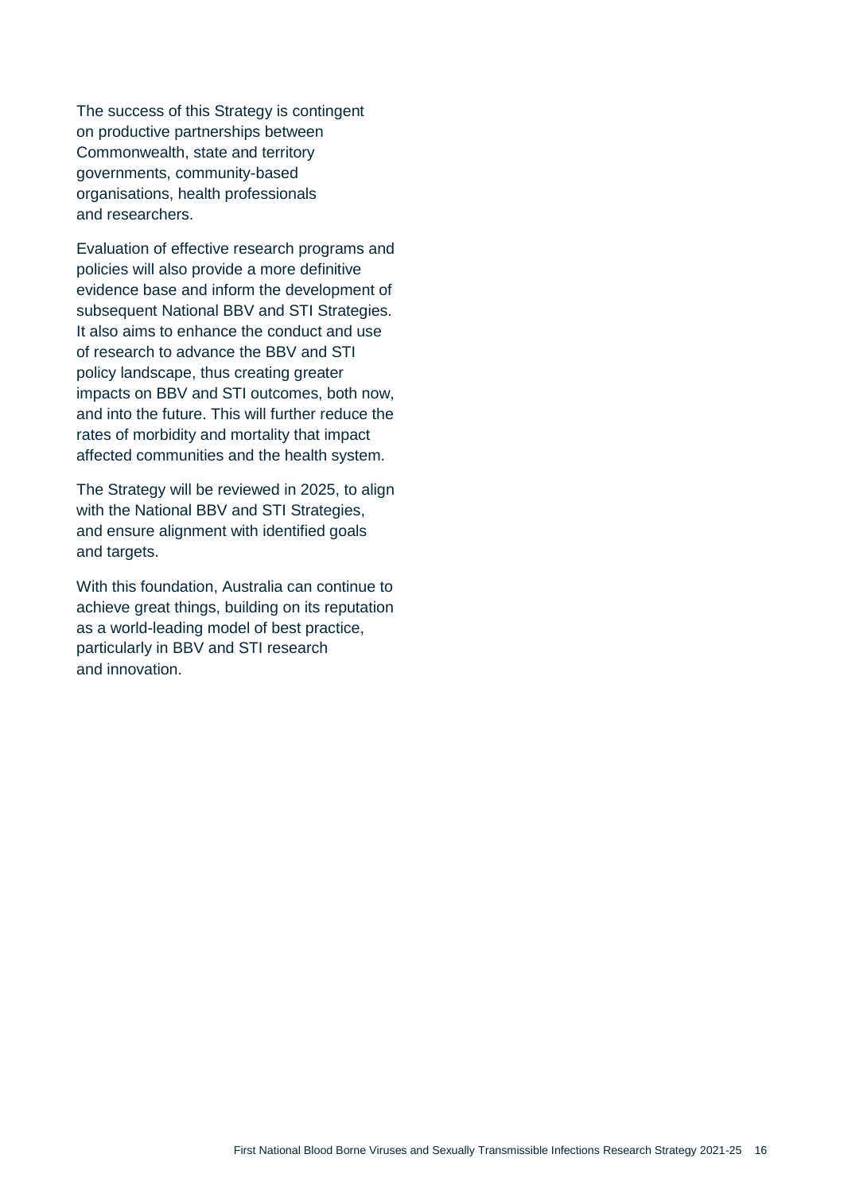The success of this Strategy is contingent on productive partnerships between Commonwealth, state and territory governments, community-based organisations, health professionals and researchers.

Evaluation of effective research programs and policies will also provide a more definitive evidence base and inform the development of subsequent National BBV and STI Strategies. It also aims to enhance the conduct and use of research to advance the BBV and STI policy landscape, thus creating greater impacts on BBV and STI outcomes, both now, and into the future. This will further reduce the rates of morbidity and mortality that impact affected communities and the health system.

The Strategy will be reviewed in 2025, to align with the National BBV and STI Strategies, and ensure alignment with identified goals and targets.

With this foundation, Australia can continue to achieve great things, building on its reputation as a world-leading model of best practice, particularly in BBV and STI research and innovation.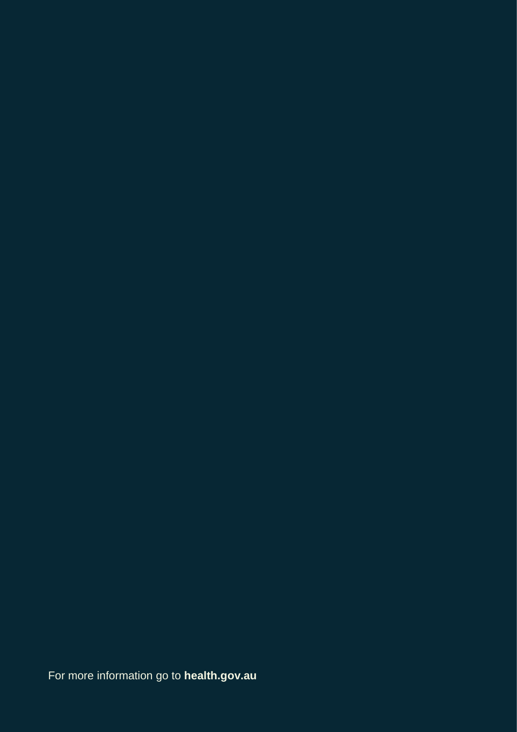For more information go to **health.gov.au**